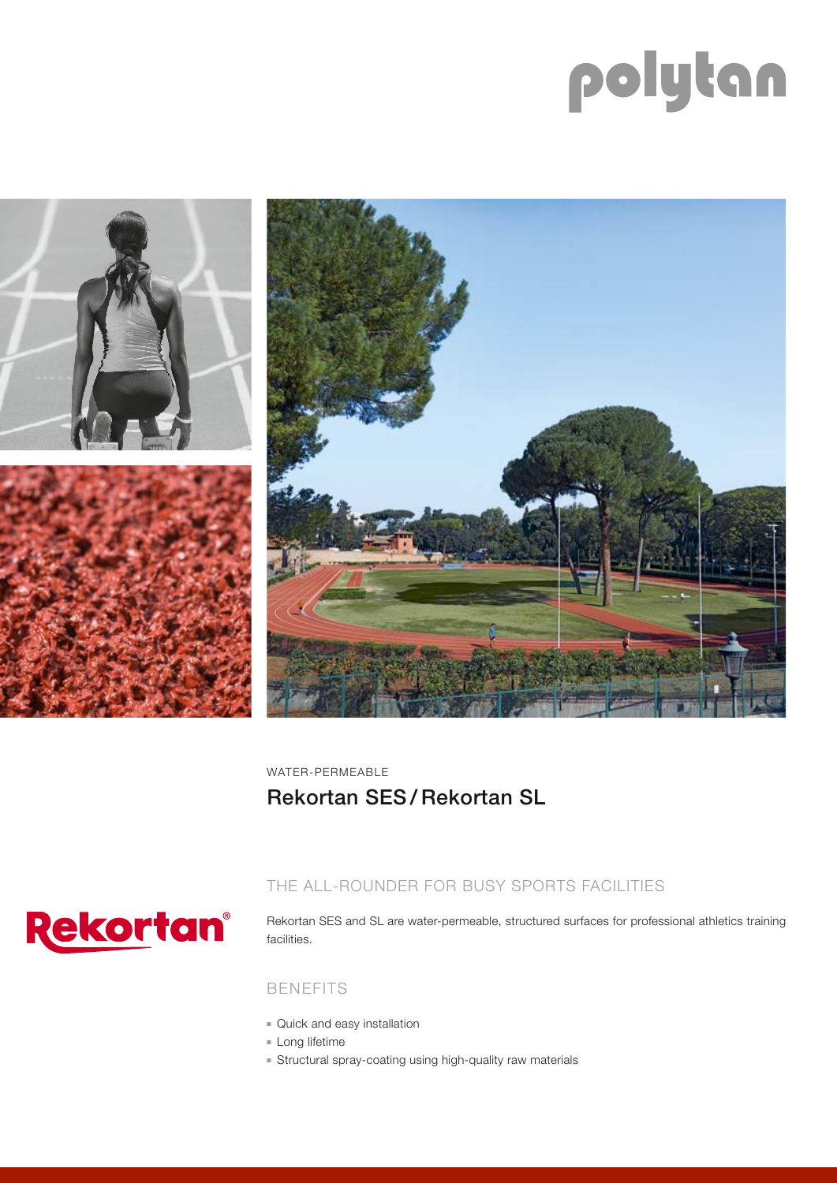polytan

WATER-PERMEABLE

# Rekortan SES / Rekortan SL

Rekortan®

## THE ALL-ROUNDER FOR BUSY SPORTS FACILITIES

Rekortan SES and SL are water-permeable, structured surfaces for professional athletics training facilities.

## BENEFITS

- Quick and easy installation
- Long lifetime
- Structural spray-coating using high-quality raw materials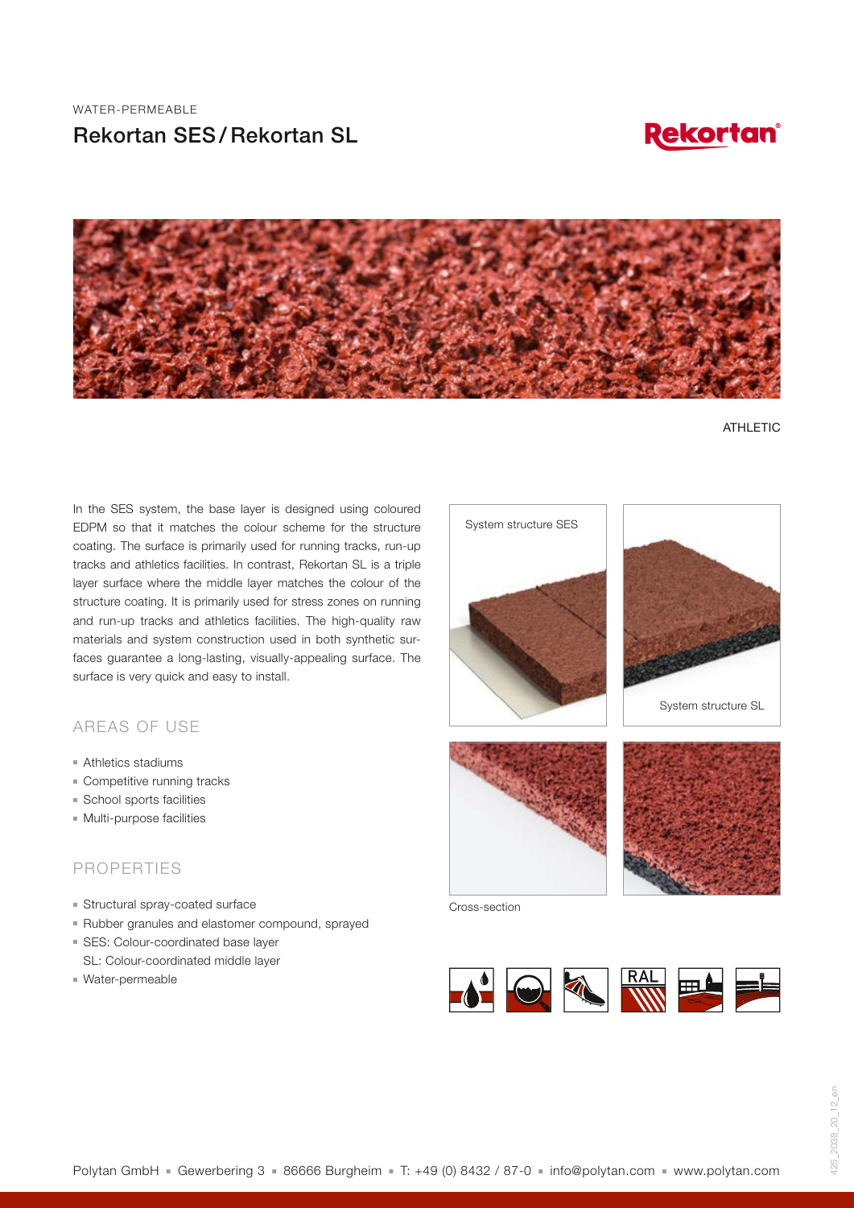WATER-PERMEABLE

# Rekortan SES / Rekortan SL

ATHLETIC

In the SES system, the base layer is designed using coloured EDPM so that it matches the colour scheme for the structure coating. The surface is primarily used for running tracks, run-up tracks and athletics facilities. In contrast, Rekortan SL is a triple layer surface where the middle layer matches the colour of the structure coating. It is primarily used for stress zones on running and run-up tracks and athletics facilities. The high-quality raw materials and system construction used in both synthetic surfaces guarantee a long-lasting, visually-appealing surface. The surface is very quick and easy to install.

## AREAS OF USE

- Athletics stadiums
- Competitive running tracks
- School sports facilities
- Multi-purpose facilities

## PROPERTIES

- Structural spray-coated surface
- Rubber granules and elastomer compound, sprayed
- SES: Colour-coordinated base layer
  SL: Colour-coordinated middle layer
- Water-permeable

System structure SES

System structure SL

Cross-section

Polytan GmbH ▪ Gewerbering 3 ▪ 86666 Burgheim ▪ T: +49 (0) 8432 / 87-0 ▪ info@polytan.com ▪ www.polytan.com